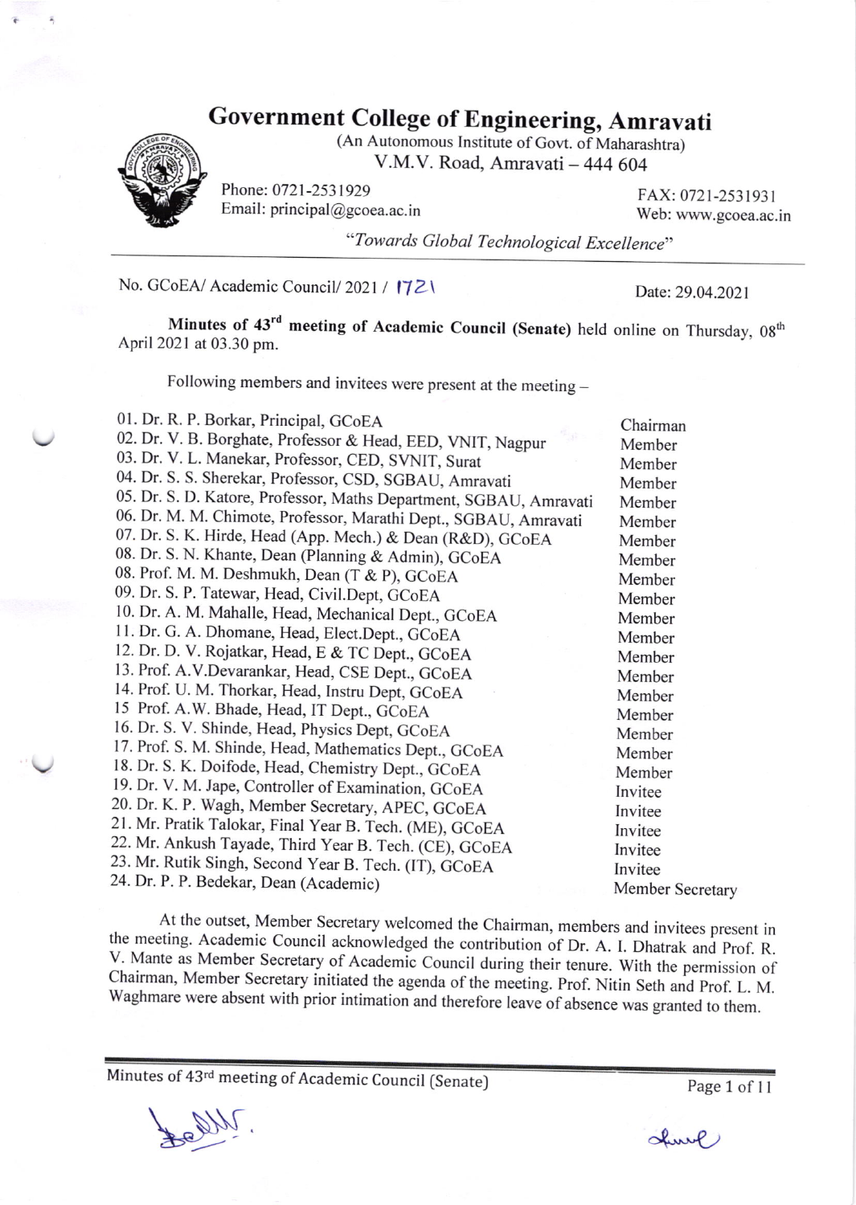# Government College of Engineering, Amravati

(An Autonomous Institute of Govt. of Maharashtra)
V.M.V. Road, Amravati – 444 604

Phone: 0721-2531929 FAX: 0721-2531931
Email: principal@gcoea.ac.in Web: www.gcoea.ac.in

*"Towards Global Technological Excellence"*

---

No. GCoEA/ Academic Council/ 2021 / 1721 Date: 29.04.2021

**Minutes of 43rd meeting of Academic Council (Senate)** held online on Thursday, 08th April 2021 at 03.30 pm.

Following members and invitees were present at the meeting –

| | |
|---|---|
| 01. Dr. R. P. Borkar, Principal, GCoEA | Chairman |
| 02. Dr. V. B. Borghate, Professor & Head, EED, VNIT, Nagpur | Member |
| 03. Dr. V. L. Manekar, Professor, CED, SVNIT, Surat | Member |
| 04. Dr. S. S. Sherekar, Professor, CSD, SGBAU, Amravati | Member |
| 05. Dr. S. D. Katore, Professor, Maths Department, SGBAU, Amravati | Member |
| 06. Dr. M. M. Chimote, Professor, Marathi Dept., SGBAU, Amravati | Member |
| 07. Dr. S. K. Hirde, Head (App. Mech.) & Dean (R&D), GCoEA | Member |
| 08. Dr. S. N. Khante, Dean (Planning & Admin), GCoEA | Member |
| 08. Prof. M. M. Deshmukh, Dean (T & P), GCoEA | Member |
| 09. Dr. S. P. Tatewar, Head, Civil.Dept, GCoEA | Member |
| 10. Dr. A. M. Mahalle, Head, Mechanical Dept., GCoEA | Member |
| 11. Dr. G. A. Dhomane, Head, Elect.Dept., GCoEA | Member |
| 12. Dr. D. V. Rojatkar, Head, E & TC Dept., GCoEA | Member |
| 13. Prof. A.V.Devarankar, Head, CSE Dept., GCoEA | Member |
| 14. Prof. U. M. Thorkar, Head, Instru Dept, GCoEA | Member |
| 15 Prof. A.W. Bhade, Head, IT Dept., GCoEA | Member |
| 16. Dr. S. V. Shinde, Head, Physics Dept, GCoEA | Member |
| 17. Prof. S. M. Shinde, Head, Mathematics Dept., GCoEA | Member |
| 18. Dr. S. K. Doifode, Head, Chemistry Dept., GCoEA | Member |
| 19. Dr. V. M. Jape, Controller of Examination, GCoEA | Invitee |
| 20. Dr. K. P. Wagh, Member Secretary, APEC, GCoEA | Invitee |
| 21. Mr. Pratik Talokar, Final Year B. Tech. (ME), GCoEA | Invitee |
| 22. Mr. Ankush Tayade, Third Year B. Tech. (CE), GCoEA | Invitee |
| 23. Mr. Rutik Singh, Second Year B. Tech. (IT), GCoEA | Invitee |
| 24. Dr. P. P. Bedekar, Dean (Academic) | Member Secretary |

At the outset, Member Secretary welcomed the Chairman, members and invitees present in the meeting. Academic Council acknowledged the contribution of Dr. A. I. Dhatrak and Prof. R. V. Mante as Member Secretary of Academic Council during their tenure. With the permission of Chairman, Member Secretary initiated the agenda of the meeting. Prof. Nitin Seth and Prof. L. M. Waghmare were absent with prior intimation and therefore leave of absence was granted to them.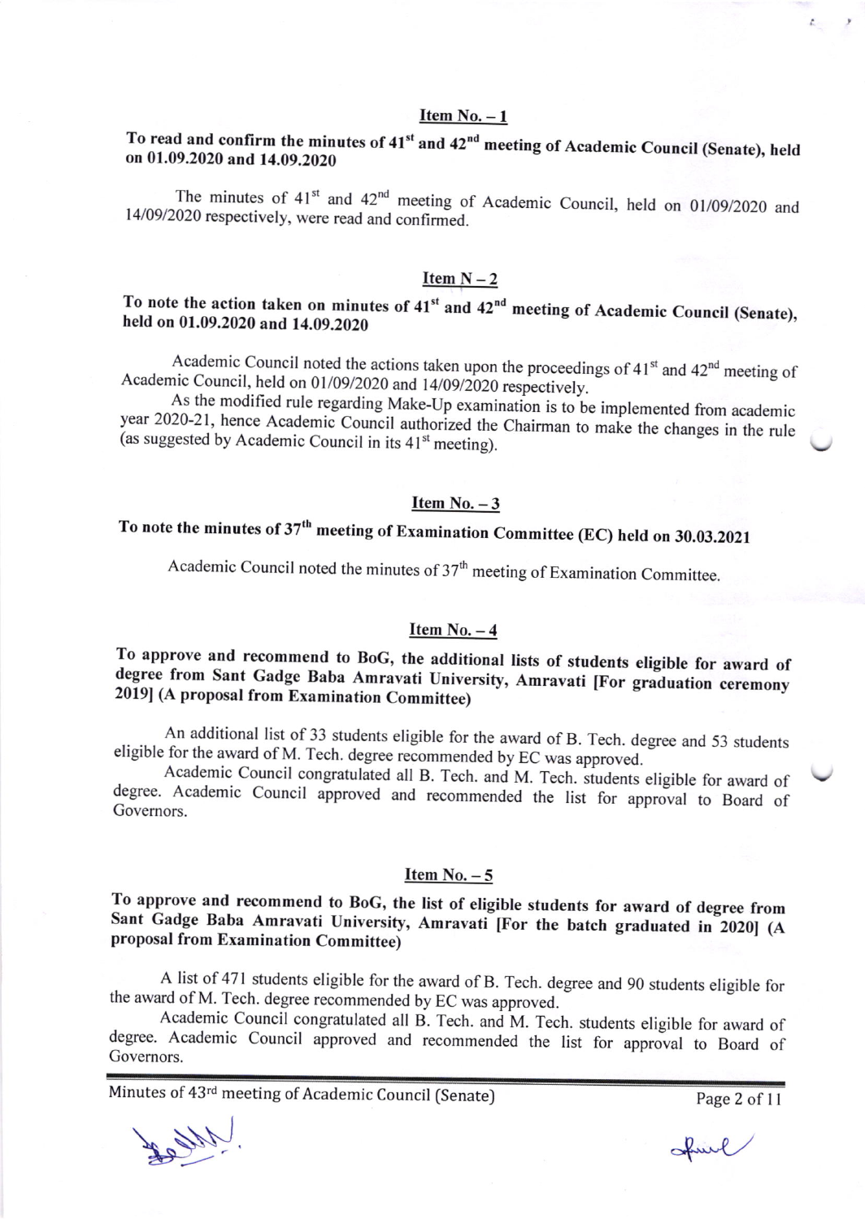**Item No. – 1**

**To read and confirm the minutes of 41st and 42nd meeting of Academic Council (Senate), held on 01.09.2020 and 14.09.2020**

The minutes of 41st and 42nd meeting of Academic Council, held on 01/09/2020 and 14/09/2020 respectively, were read and confirmed.

**Item N – 2**

**To note the action taken on minutes of 41st and 42nd meeting of Academic Council (Senate), held on 01.09.2020 and 14.09.2020**

Academic Council noted the actions taken upon the proceedings of 41st and 42nd meeting of Academic Council, held on 01/09/2020 and 14/09/2020 respectively.

As the modified rule regarding Make-Up examination is to be implemented from academic year 2020-21, hence Academic Council authorized the Chairman to make the changes in the rule (as suggested by Academic Council in its 41st meeting).

**Item No. – 3**

**To note the minutes of 37th meeting of Examination Committee (EC) held on 30.03.2021**

Academic Council noted the minutes of 37th meeting of Examination Committee.

**Item No. – 4**

**To approve and recommend to BoG, the additional lists of students eligible for award of degree from Sant Gadge Baba Amravati University, Amravati [For graduation ceremony 2019] (A proposal from Examination Committee)**

An additional list of 33 students eligible for the award of B. Tech. degree and 53 students eligible for the award of M. Tech. degree recommended by EC was approved.

Academic Council congratulated all B. Tech. and M. Tech. students eligible for award of degree. Academic Council approved and recommended the list for approval to Board of Governors.

**Item No. – 5**

**To approve and recommend to BoG, the list of eligible students for award of degree from Sant Gadge Baba Amravati University, Amravati [For the batch graduated in 2020] (A proposal from Examination Committee)**

A list of 471 students eligible for the award of B. Tech. degree and 90 students eligible for the award of M. Tech. degree recommended by EC was approved.

Academic Council congratulated all B. Tech. and M. Tech. students eligible for award of degree. Academic Council approved and recommended the list for approval to Board of Governors.